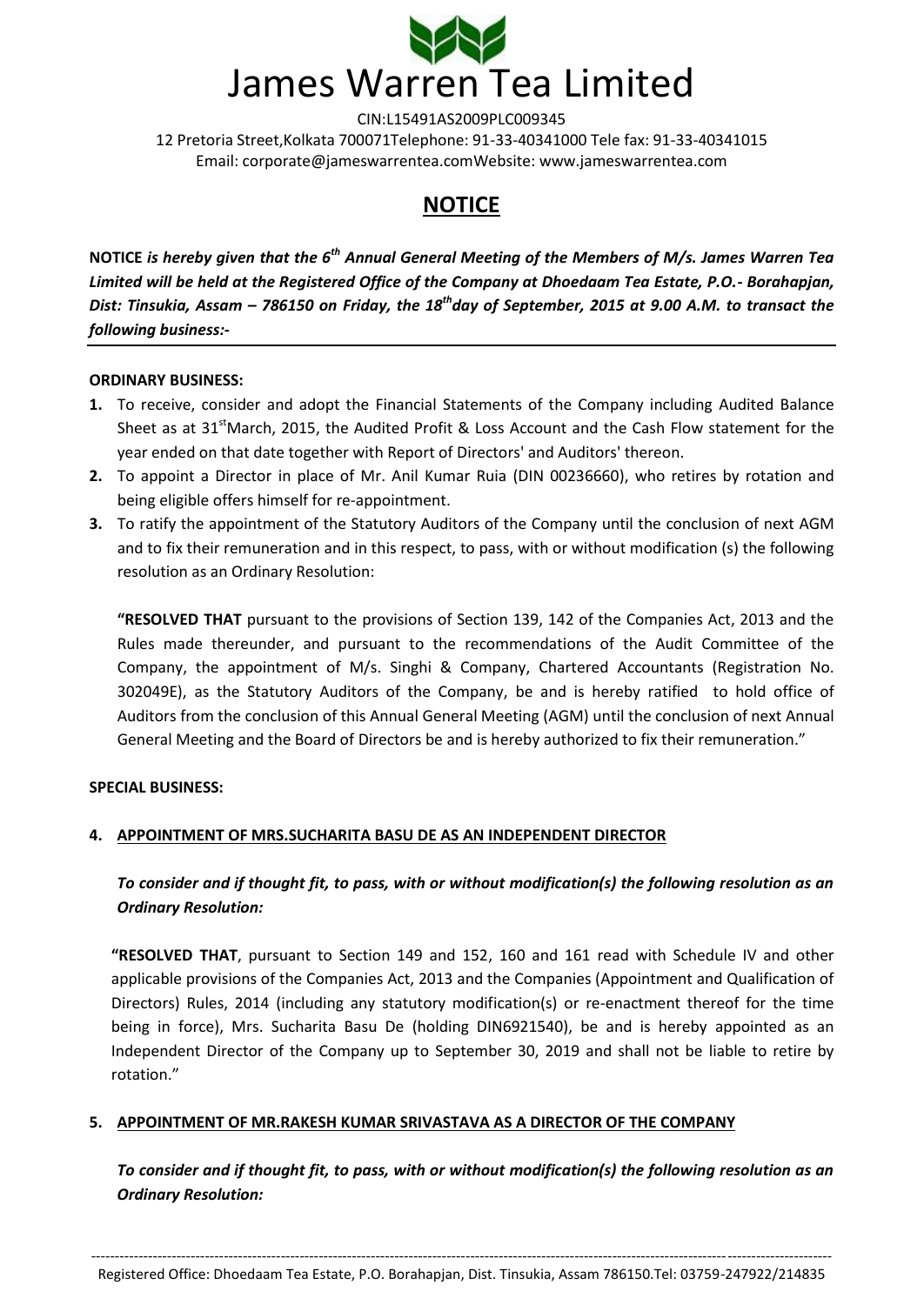# James Warren Tea Limited

CIN:L15491AS2009PLC009345

12 Pretoria Street,Kolkata 700071Telephone: 91-33-40341000 Tele fax: 91-33-40341015

Email: corporate@jameswarrentea.comWebsite: www.jameswarrentea.com

## NOTICE

**NOTICE** ***is hereby given that the 6th Annual General Meeting of the Members of M/s. James Warren Tea Limited will be held at the Registered Office of the Company at Dhoedaam Tea Estate, P.O.- Borahapjan, Dist: Tinsukia, Assam – 786150 on Friday, the 18thday of September, 2015 at 9.00 A.M. to transact the following business:-***

**ORDINARY BUSINESS:**

1. To receive, consider and adopt the Financial Statements of the Company including Audited Balance Sheet as at 31stMarch, 2015, the Audited Profit & Loss Account and the Cash Flow statement for the year ended on that date together with Report of Directors' and Auditors' thereon.
2. To appoint a Director in place of Mr. Anil Kumar Ruia (DIN 00236660), who retires by rotation and being eligible offers himself for re-appointment.
3. To ratify the appointment of the Statutory Auditors of the Company until the conclusion of next AGM and to fix their remuneration and in this respect, to pass, with or without modification (s) the following resolution as an Ordinary Resolution:

   **"RESOLVED THAT** pursuant to the provisions of Section 139, 142 of the Companies Act, 2013 and the Rules made thereunder, and pursuant to the recommendations of the Audit Committee of the Company, the appointment of M/s. Singhi & Company, Chartered Accountants (Registration No. 302049E), as the Statutory Auditors of the Company, be and is hereby ratified to hold office of Auditors from the conclusion of this Annual General Meeting (AGM) until the conclusion of next Annual General Meeting and the Board of Directors be and is hereby authorized to fix their remuneration."

**SPECIAL BUSINESS:**

4. **APPOINTMENT OF MRS.SUCHARITA BASU DE AS AN INDEPENDENT DIRECTOR**

   ***To consider and if thought fit, to pass, with or without modification(s) the following resolution as an Ordinary Resolution:***

   **"RESOLVED THAT**, pursuant to Section 149 and 152, 160 and 161 read with Schedule IV and other applicable provisions of the Companies Act, 2013 and the Companies (Appointment and Qualification of Directors) Rules, 2014 (including any statutory modification(s) or re-enactment thereof for the time being in force), Mrs. Sucharita Basu De (holding DIN6921540), be and is hereby appointed as an Independent Director of the Company up to September 30, 2019 and shall not be liable to retire by rotation."

5. **APPOINTMENT OF MR.RAKESH KUMAR SRIVASTAVA AS A DIRECTOR OF THE COMPANY**

   ***To consider and if thought fit, to pass, with or without modification(s) the following resolution as an Ordinary Resolution:***

Registered Office: Dhoedaam Tea Estate, P.O. Borahapjan, Dist. Tinsukia, Assam 786150.Tel: 03759-247922/214835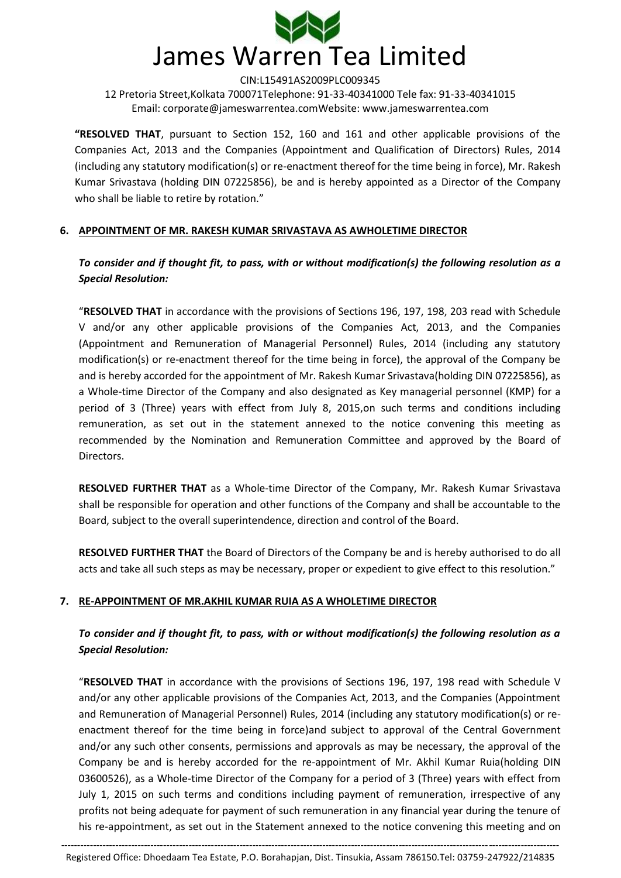**"RESOLVED THAT**, pursuant to Section 152, 160 and 161 and other applicable provisions of the Companies Act, 2013 and the Companies (Appointment and Qualification of Directors) Rules, 2014 (including any statutory modification(s) or re-enactment thereof for the time being in force), Mr. Rakesh Kumar Srivastava (holding DIN 07225856), be and is hereby appointed as a Director of the Company who shall be liable to retire by rotation."

**6. APPOINTMENT OF MR. RAKESH KUMAR SRIVASTAVA AS AWHOLETIME DIRECTOR**

***To consider and if thought fit, to pass, with or without modification(s) the following resolution as a Special Resolution:***

"**RESOLVED THAT** in accordance with the provisions of Sections 196, 197, 198, 203 read with Schedule V and/or any other applicable provisions of the Companies Act, 2013, and the Companies (Appointment and Remuneration of Managerial Personnel) Rules, 2014 (including any statutory modification(s) or re-enactment thereof for the time being in force), the approval of the Company be and is hereby accorded for the appointment of Mr. Rakesh Kumar Srivastava(holding DIN 07225856), as a Whole-time Director of the Company and also designated as Key managerial personnel (KMP) for a period of 3 (Three) years with effect from July 8, 2015,on such terms and conditions including remuneration, as set out in the statement annexed to the notice convening this meeting as recommended by the Nomination and Remuneration Committee and approved by the Board of Directors.

**RESOLVED FURTHER THAT** as a Whole-time Director of the Company, Mr. Rakesh Kumar Srivastava shall be responsible for operation and other functions of the Company and shall be accountable to the Board, subject to the overall superintendence, direction and control of the Board.

**RESOLVED FURTHER THAT** the Board of Directors of the Company be and is hereby authorised to do all acts and take all such steps as may be necessary, proper or expedient to give effect to this resolution."

**7. RE-APPOINTMENT OF MR.AKHIL KUMAR RUIA AS A WHOLETIME DIRECTOR**

***To consider and if thought fit, to pass, with or without modification(s) the following resolution as a Special Resolution:***

"**RESOLVED THAT** in accordance with the provisions of Sections 196, 197, 198 read with Schedule V and/or any other applicable provisions of the Companies Act, 2013, and the Companies (Appointment and Remuneration of Managerial Personnel) Rules, 2014 (including any statutory modification(s) or re-enactment thereof for the time being in force)and subject to approval of the Central Government and/or any such other consents, permissions and approvals as may be necessary, the approval of the Company be and is hereby accorded for the re-appointment of Mr. Akhil Kumar Ruia(holding DIN 03600526), as a Whole-time Director of the Company for a period of 3 (Three) years with effect from July 1, 2015 on such terms and conditions including payment of remuneration, irrespective of any profits not being adequate for payment of such remuneration in any financial year during the tenure of his re-appointment, as set out in the Statement annexed to the notice convening this meeting and on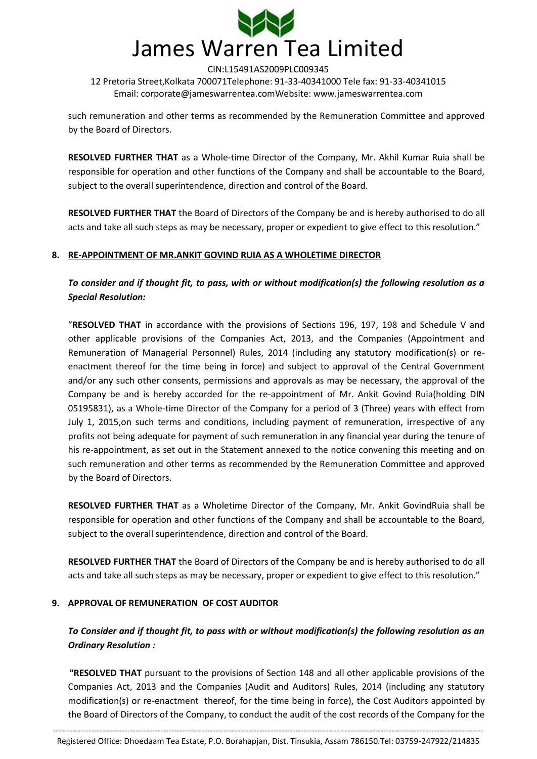such remuneration and other terms as recommended by the Remuneration Committee and approved by the Board of Directors.

**RESOLVED FURTHER THAT** as a Whole-time Director of the Company, Mr. Akhil Kumar Ruia shall be responsible for operation and other functions of the Company and shall be accountable to the Board, subject to the overall superintendence, direction and control of the Board.

**RESOLVED FURTHER THAT** the Board of Directors of the Company be and is hereby authorised to do all acts and take all such steps as may be necessary, proper or expedient to give effect to this resolution."

## 8. RE-APPOINTMENT OF MR.ANKIT GOVIND RUIA AS A WHOLETIME DIRECTOR

***To consider and if thought fit, to pass, with or without modification(s) the following resolution as a Special Resolution:***

"**RESOLVED THAT** in accordance with the provisions of Sections 196, 197, 198 and Schedule V and other applicable provisions of the Companies Act, 2013, and the Companies (Appointment and Remuneration of Managerial Personnel) Rules, 2014 (including any statutory modification(s) or re-enactment thereof for the time being in force) and subject to approval of the Central Government and/or any such other consents, permissions and approvals as may be necessary, the approval of the Company be and is hereby accorded for the re-appointment of Mr. Ankit Govind Ruia(holding DIN 05195831), as a Whole-time Director of the Company for a period of 3 (Three) years with effect from July 1, 2015,on such terms and conditions, including payment of remuneration, irrespective of any profits not being adequate for payment of such remuneration in any financial year during the tenure of his re-appointment, as set out in the Statement annexed to the notice convening this meeting and on such remuneration and other terms as recommended by the Remuneration Committee and approved by the Board of Directors.

**RESOLVED FURTHER THAT** as a Wholetime Director of the Company, Mr. Ankit GovindRuia shall be responsible for operation and other functions of the Company and shall be accountable to the Board, subject to the overall superintendence, direction and control of the Board.

**RESOLVED FURTHER THAT** the Board of Directors of the Company be and is hereby authorised to do all acts and take all such steps as may be necessary, proper or expedient to give effect to this resolution."

## 9. APPROVAL OF REMUNERATION OF COST AUDITOR

***To Consider and if thought fit, to pass with or without modification(s) the following resolution as an Ordinary Resolution :***

**"RESOLVED THAT** pursuant to the provisions of Section 148 and all other applicable provisions of the Companies Act, 2013 and the Companies (Audit and Auditors) Rules, 2014 (including any statutory modification(s) or re-enactment thereof, for the time being in force), the Cost Auditors appointed by the Board of Directors of the Company, to conduct the audit of the cost records of the Company for the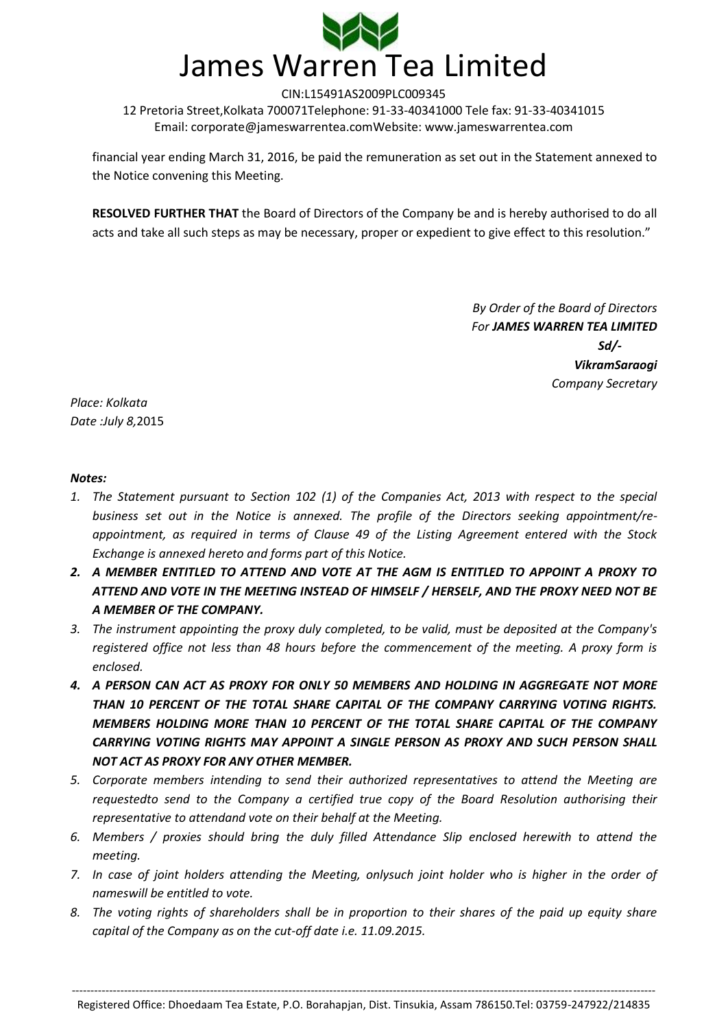financial year ending March 31, 2016, be paid the remuneration as set out in the Statement annexed to the Notice convening this Meeting.

**RESOLVED FURTHER THAT** the Board of Directors of the Company be and is hereby authorised to do all acts and take all such steps as may be necessary, proper or expedient to give effect to this resolution."

*By Order of the Board of Directors*
*For **JAMES WARREN TEA LIMITED***
***Sd/-***
***VikramSaraogi***
*Company Secretary*

*Place: Kolkata*
*Date :July 8,*2015

***Notes:***

1. *The Statement pursuant to Section 102 (1) of the Companies Act, 2013 with respect to the special business set out in the Notice is annexed. The profile of the Directors seeking appointment/re-appointment, as required in terms of Clause 49 of the Listing Agreement entered with the Stock Exchange is annexed hereto and forms part of this Notice.*
2. ***A MEMBER ENTITLED TO ATTEND AND VOTE AT THE AGM IS ENTITLED TO APPOINT A PROXY TO ATTEND AND VOTE IN THE MEETING INSTEAD OF HIMSELF / HERSELF, AND THE PROXY NEED NOT BE A MEMBER OF THE COMPANY.***
3. *The instrument appointing the proxy duly completed, to be valid, must be deposited at the Company's registered office not less than 48 hours before the commencement of the meeting. A proxy form is enclosed.*
4. ***A PERSON CAN ACT AS PROXY FOR ONLY 50 MEMBERS AND HOLDING IN AGGREGATE NOT MORE THAN 10 PERCENT OF THE TOTAL SHARE CAPITAL OF THE COMPANY CARRYING VOTING RIGHTS. MEMBERS HOLDING MORE THAN 10 PERCENT OF THE TOTAL SHARE CAPITAL OF THE COMPANY CARRYING VOTING RIGHTS MAY APPOINT A SINGLE PERSON AS PROXY AND SUCH PERSON SHALL NOT ACT AS PROXY FOR ANY OTHER MEMBER.***
5. *Corporate members intending to send their authorized representatives to attend the Meeting are requestedto send to the Company a certified true copy of the Board Resolution authorising their representative to attendand vote on their behalf at the Meeting.*
6. *Members / proxies should bring the duly filled Attendance Slip enclosed herewith to attend the meeting.*
7. *In case of joint holders attending the Meeting, onlysuch joint holder who is higher in the order of nameswill be entitled to vote.*
8. *The voting rights of shareholders shall be in proportion to their shares of the paid up equity share capital of the Company as on the cut-off date i.e. 11.09.2015.*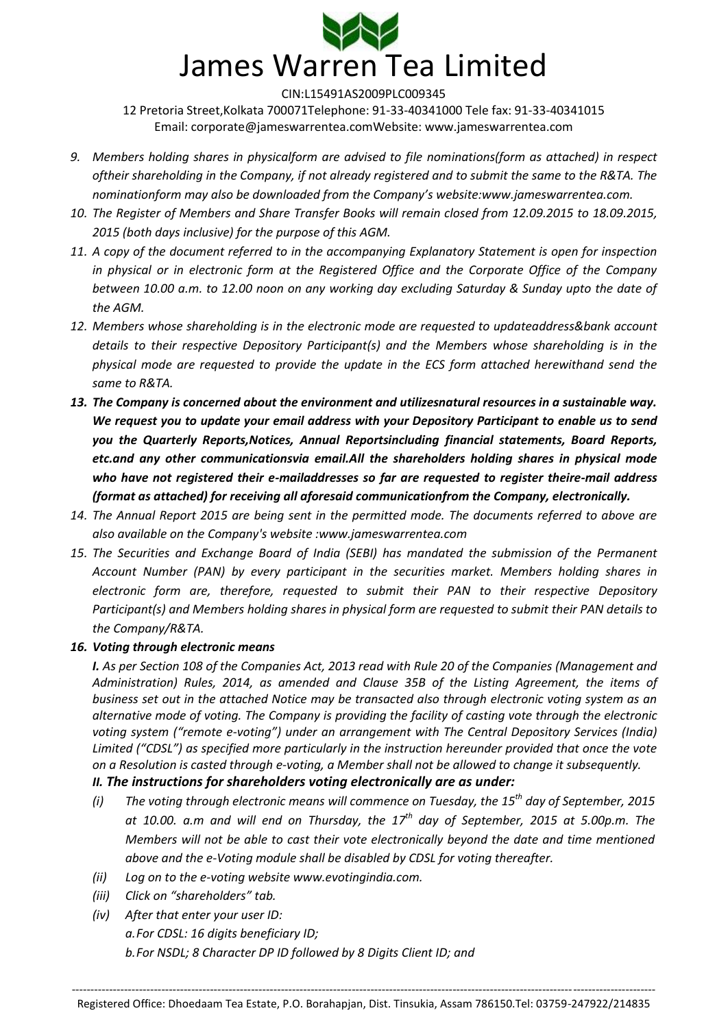9. *Members holding shares in physicalform are advised to file nominations(form as attached) in respect oftheir shareholding in the Company, if not already registered and to submit the same to the R&TA. The nominationform may also be downloaded from the Company's website:www.jameswarrentea.com.*
10. *The Register of Members and Share Transfer Books will remain closed from 12.09.2015 to 18.09.2015, 2015 (both days inclusive) for the purpose of this AGM.*
11. *A copy of the document referred to in the accompanying Explanatory Statement is open for inspection in physical or in electronic form at the Registered Office and the Corporate Office of the Company between 10.00 a.m. to 12.00 noon on any working day excluding Saturday & Sunday upto the date of the AGM.*
12. *Members whose shareholding is in the electronic mode are requested to updateaddress&bank account details to their respective Depository Participant(s) and the Members whose shareholding is in the physical mode are requested to provide the update in the ECS form attached herewithand send the same to R&TA.*
13. ***The Company is concerned about the environment and utilizesnatural resources in a sustainable way. We request you to update your email address with your Depository Participant to enable us to send you the Quarterly Reports,Notices, Annual Reportsincluding financial statements, Board Reports, etc.and any other communicationsvia email.All the shareholders holding shares in physical mode who have not registered their e-mailaddresses so far are requested to register theire-mail address (format as attached) for receiving all aforesaid communicationfrom the Company, electronically.***
14. *The Annual Report 2015 are being sent in the permitted mode. The documents referred to above are also available on the Company's website :www.jameswarrentea.com*
15. *The Securities and Exchange Board of India (SEBI) has mandated the submission of the Permanent Account Number (PAN) by every participant in the securities market. Members holding shares in electronic form are, therefore, requested to submit their PAN to their respective Depository Participant(s) and Members holding shares in physical form are requested to submit their PAN details to the Company/R&TA.*
16. ***Voting through electronic means***

    ***I.*** *As per Section 108 of the Companies Act, 2013 read with Rule 20 of the Companies (Management and Administration) Rules, 2014, as amended and Clause 35B of the Listing Agreement, the items of business set out in the attached Notice may be transacted also through electronic voting system as an alternative mode of voting. The Company is providing the facility of casting vote through the electronic voting system ("remote e-voting") under an arrangement with The Central Depository Services (India) Limited ("CDSL") as specified more particularly in the instruction hereunder provided that once the vote on a Resolution is casted through e-voting, a Member shall not be allowed to change it subsequently.*

    ***II. The instructions for shareholders voting electronically are as under:***

    *(i)* *The voting through electronic means will commence on Tuesday, the 15th day of September, 2015 at 10.00. a.m and will end on Thursday, the 17th day of September, 2015 at 5.00p.m. The Members will not be able to cast their vote electronically beyond the date and time mentioned above and the e-Voting module shall be disabled by CDSL for voting thereafter.*

    *(ii)* *Log on to the e-voting website www.evotingindia.com.*

    *(iii)* *Click on "shareholders" tab.*

    *(iv)* *After that enter your user ID:*

    *a. For CDSL: 16 digits beneficiary ID;*

    *b. For NSDL; 8 Character DP ID followed by 8 Digits Client ID; and*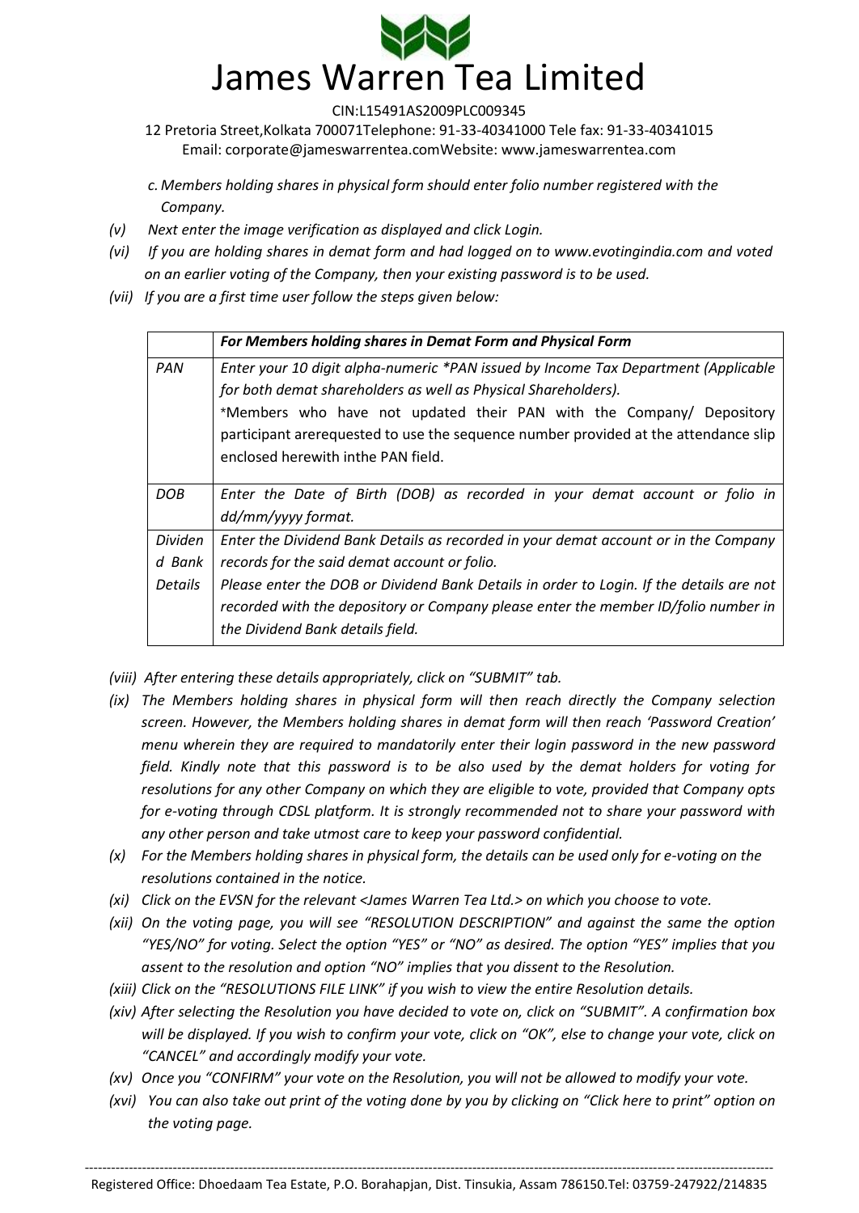*c. Members holding shares in physical form should enter folio number registered with the Company.*

*(v) Next enter the image verification as displayed and click Login.*

*(vi) If you are holding shares in demat form and had logged on to www.evotingindia.com and voted on an earlier voting of the Company, then your existing password is to be used.*

*(vii) If you are a first time user follow the steps given below:*

| | ***For Members holding shares in Demat Form and Physical Form*** |
|---|---|
| *PAN* | *Enter your 10 digit alpha-numeric \*PAN issued by Income Tax Department (Applicable for both demat shareholders as well as Physical Shareholders).* <br> \*Members who have not updated their PAN with the Company/ Depository participant arerequested to use the sequence number provided at the attendance slip enclosed herewith inthe PAN field. |
| *DOB* | *Enter the Date of Birth (DOB) as recorded in your demat account or folio in dd/mm/yyyy format.* |
| *Dividend Bank Details* | *Enter the Dividend Bank Details as recorded in your demat account or in the Company records for the said demat account or folio.* <br> *Please enter the DOB or Dividend Bank Details in order to Login. If the details are not recorded with the depository or Company please enter the member ID/folio number in the Dividend Bank details field.* |

*(viii) After entering these details appropriately, click on "SUBMIT" tab.*

*(ix) The Members holding shares in physical form will then reach directly the Company selection screen. However, the Members holding shares in demat form will then reach 'Password Creation' menu wherein they are required to mandatorily enter their login password in the new password field. Kindly note that this password is to be also used by the demat holders for voting for resolutions for any other Company on which they are eligible to vote, provided that Company opts for e-voting through CDSL platform. It is strongly recommended not to share your password with any other person and take utmost care to keep your password confidential.*

*(x) For the Members holding shares in physical form, the details can be used only for e-voting on the resolutions contained in the notice.*

*(xi) Click on the EVSN for the relevant <James Warren Tea Ltd.> on which you choose to vote.*

*(xii) On the voting page, you will see "RESOLUTION DESCRIPTION" and against the same the option "YES/NO" for voting. Select the option "YES" or "NO" as desired. The option "YES" implies that you assent to the resolution and option "NO" implies that you dissent to the Resolution.*

*(xiii) Click on the "RESOLUTIONS FILE LINK" if you wish to view the entire Resolution details.*

*(xiv) After selecting the Resolution you have decided to vote on, click on "SUBMIT". A confirmation box will be displayed. If you wish to confirm your vote, click on "OK", else to change your vote, click on "CANCEL" and accordingly modify your vote.*

*(xv) Once you "CONFIRM" your vote on the Resolution, you will not be allowed to modify your vote.*

*(xvi) You can also take out print of the voting done by you by clicking on "Click here to print" option on the voting page.*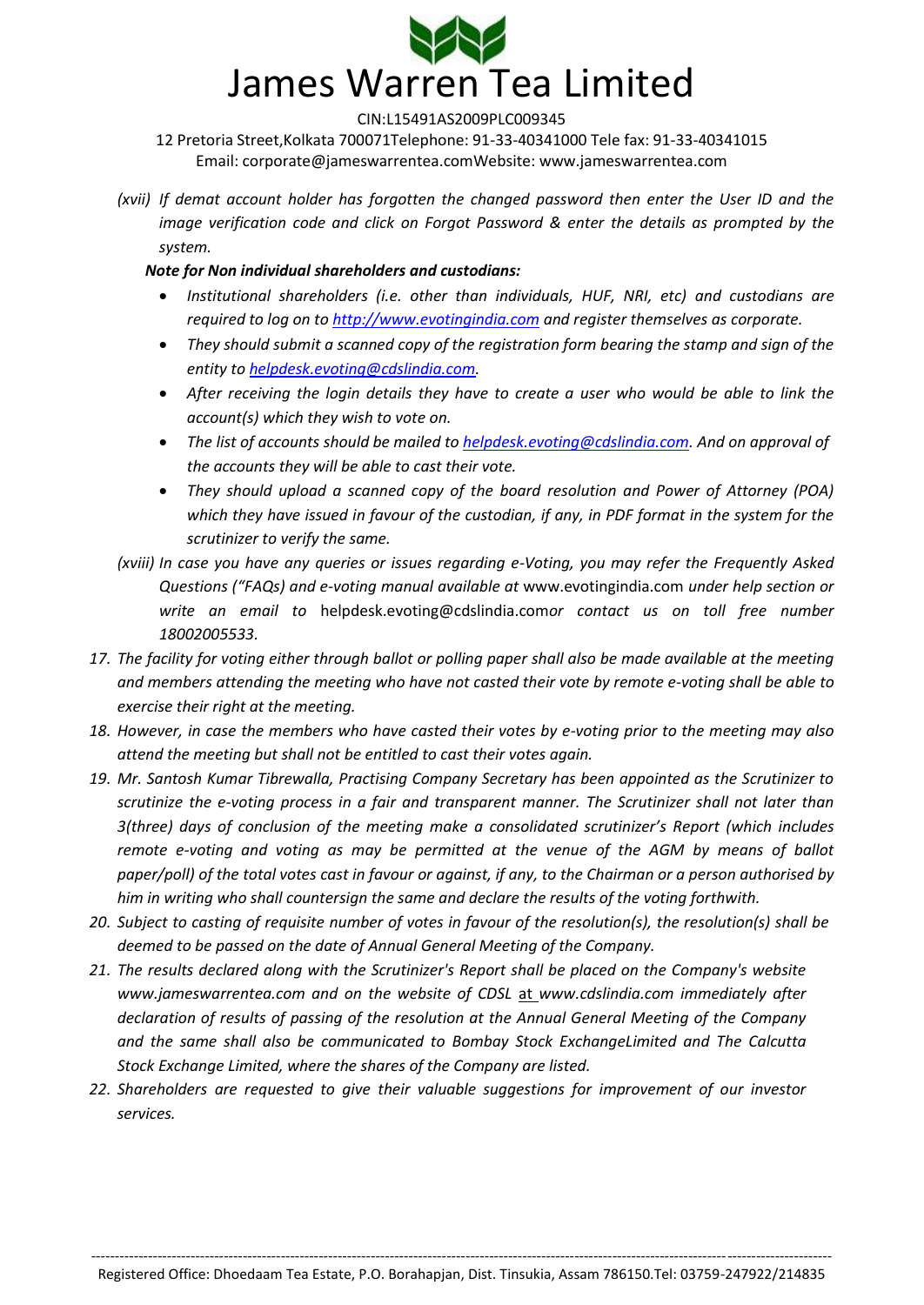(xvii) *If demat account holder has forgotten the changed password then enter the User ID and the image verification code and click on Forgot Password & enter the details as prompted by the system.*

***Note for Non individual shareholders and custodians:***

- *Institutional shareholders (i.e. other than individuals, HUF, NRI, etc) and custodians are required to log on to http://www.evotingindia.com and register themselves as corporate.*
- *They should submit a scanned copy of the registration form bearing the stamp and sign of the entity to helpdesk.evoting@cdslindia.com.*
- *After receiving the login details they have to create a user who would be able to link the account(s) which they wish to vote on.*
- *The list of accounts should be mailed to helpdesk.evoting@cdslindia.com. And on approval of the accounts they will be able to cast their vote.*
- *They should upload a scanned copy of the board resolution and Power of Attorney (POA) which they have issued in favour of the custodian, if any, in PDF format in the system for the scrutinizer to verify the same.*

(xviii) *In case you have any queries or issues regarding e-Voting, you may refer the Frequently Asked Questions ("FAQs) and e-voting manual available at* www.evotingindia.com *under help section or write an email to* helpdesk.evoting@cdslindia.com*or contact us on toll free number 18002005533.*

17. *The facility for voting either through ballot or polling paper shall also be made available at the meeting and members attending the meeting who have not casted their vote by remote e-voting shall be able to exercise their right at the meeting.*
18. *However, in case the members who have casted their votes by e-voting prior to the meeting may also attend the meeting but shall not be entitled to cast their votes again.*
19. *Mr. Santosh Kumar Tibrewalla, Practising Company Secretary has been appointed as the Scrutinizer to scrutinize the e-voting process in a fair and transparent manner. The Scrutinizer shall not later than 3(three) days of conclusion of the meeting make a consolidated scrutinizer's Report (which includes remote e-voting and voting as may be permitted at the venue of the AGM by means of ballot paper/poll) of the total votes cast in favour or against, if any, to the Chairman or a person authorised by him in writing who shall countersign the same and declare the results of the voting forthwith.*
20. *Subject to casting of requisite number of votes in favour of the resolution(s), the resolution(s) shall be deemed to be passed on the date of Annual General Meeting of the Company.*
21. *The results declared along with the Scrutinizer's Report shall be placed on the Company's website www.jameswarrentea.com and on the website of CDSL* at *www.cdslindia.com immediately after declaration of results of passing of the resolution at the Annual General Meeting of the Company and the same shall also be communicated to Bombay Stock ExchangeLimited and The Calcutta Stock Exchange Limited, where the shares of the Company are listed.*
22. *Shareholders are requested to give their valuable suggestions for improvement of our investor services.*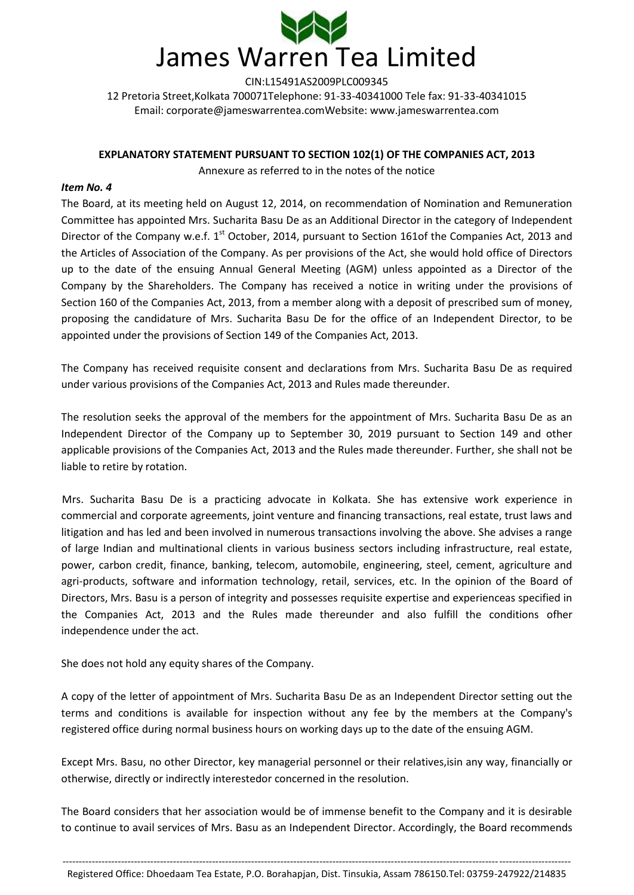# James Warren Tea Limited

CIN:L15491AS2009PLC009345
12 Pretoria Street,Kolkata 700071Telephone: 91-33-40341000 Tele fax: 91-33-40341015
Email: corporate@jameswarrentea.comWebsite: www.jameswarrentea.com

**EXPLANATORY STATEMENT PURSUANT TO SECTION 102(1) OF THE COMPANIES ACT, 2013**

Annexure as referred to in the notes of the notice

***Item No. 4***

The Board, at its meeting held on August 12, 2014, on recommendation of Nomination and Remuneration Committee has appointed Mrs. Sucharita Basu De as an Additional Director in the category of Independent Director of the Company w.e.f. 1st October, 2014, pursuant to Section 161of the Companies Act, 2013 and the Articles of Association of the Company. As per provisions of the Act, she would hold office of Directors up to the date of the ensuing Annual General Meeting (AGM) unless appointed as a Director of the Company by the Shareholders. The Company has received a notice in writing under the provisions of Section 160 of the Companies Act, 2013, from a member along with a deposit of prescribed sum of money, proposing the candidature of Mrs. Sucharita Basu De for the office of an Independent Director, to be appointed under the provisions of Section 149 of the Companies Act, 2013.

The Company has received requisite consent and declarations from Mrs. Sucharita Basu De as required under various provisions of the Companies Act, 2013 and Rules made thereunder.

The resolution seeks the approval of the members for the appointment of Mrs. Sucharita Basu De as an Independent Director of the Company up to September 30, 2019 pursuant to Section 149 and other applicable provisions of the Companies Act, 2013 and the Rules made thereunder. Further, she shall not be liable to retire by rotation.

Mrs. Sucharita Basu De is a practicing advocate in Kolkata. She has extensive work experience in commercial and corporate agreements, joint venture and financing transactions, real estate, trust laws and litigation and has led and been involved in numerous transactions involving the above. She advises a range of large Indian and multinational clients in various business sectors including infrastructure, real estate, power, carbon credit, finance, banking, telecom, automobile, engineering, steel, cement, agriculture and agri-products, software and information technology, retail, services, etc. In the opinion of the Board of Directors, Mrs. Basu is a person of integrity and possesses requisite expertise and experienceas specified in the Companies Act, 2013 and the Rules made thereunder and also fulfill the conditions ofher independence under the act.

She does not hold any equity shares of the Company.

A copy of the letter of appointment of Mrs. Sucharita Basu De as an Independent Director setting out the terms and conditions is available for inspection without any fee by the members at the Company's registered office during normal business hours on working days up to the date of the ensuing AGM.

Except Mrs. Basu, no other Director, key managerial personnel or their relatives,isin any way, financially or otherwise, directly or indirectly interestedor concerned in the resolution.

The Board considers that her association would be of immense benefit to the Company and it is desirable to continue to avail services of Mrs. Basu as an Independent Director. Accordingly, the Board recommends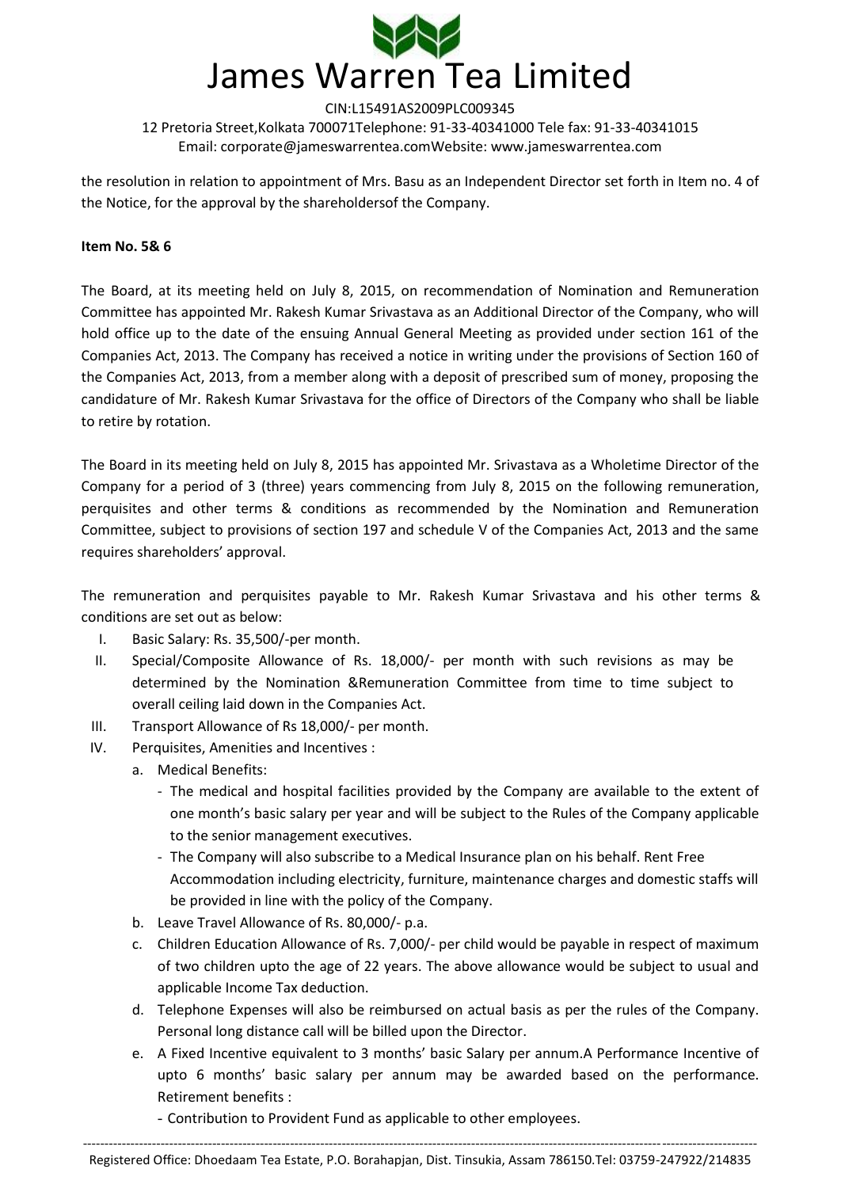the resolution in relation to appointment of Mrs. Basu as an Independent Director set forth in Item no. 4 of the Notice, for the approval by the shareholdersof the Company.

**Item No. 5& 6**

The Board, at its meeting held on July 8, 2015, on recommendation of Nomination and Remuneration Committee has appointed Mr. Rakesh Kumar Srivastava as an Additional Director of the Company, who will hold office up to the date of the ensuing Annual General Meeting as provided under section 161 of the Companies Act, 2013. The Company has received a notice in writing under the provisions of Section 160 of the Companies Act, 2013, from a member along with a deposit of prescribed sum of money, proposing the candidature of Mr. Rakesh Kumar Srivastava for the office of Directors of the Company who shall be liable to retire by rotation.

The Board in its meeting held on July 8, 2015 has appointed Mr. Srivastava as a Wholetime Director of the Company for a period of 3 (three) years commencing from July 8, 2015 on the following remuneration, perquisites and other terms & conditions as recommended by the Nomination and Remuneration Committee, subject to provisions of section 197 and schedule V of the Companies Act, 2013 and the same requires shareholders' approval.

The remuneration and perquisites payable to Mr. Rakesh Kumar Srivastava and his other terms & conditions are set out as below:

I. Basic Salary: Rs. 35,500/-per month.
II. Special/Composite Allowance of Rs. 18,000/- per month with such revisions as may be determined by the Nomination &Remuneration Committee from time to time subject to overall ceiling laid down in the Companies Act.
III. Transport Allowance of Rs 18,000/- per month.
IV. Perquisites, Amenities and Incentives :
   a. Medical Benefits:
      - The medical and hospital facilities provided by the Company are available to the extent of one month's basic salary per year and will be subject to the Rules of the Company applicable to the senior management executives.
      - The Company will also subscribe to a Medical Insurance plan on his behalf. Rent Free Accommodation including electricity, furniture, maintenance charges and domestic staffs will be provided in line with the policy of the Company.
   b. Leave Travel Allowance of Rs. 80,000/- p.a.
   c. Children Education Allowance of Rs. 7,000/- per child would be payable in respect of maximum of two children upto the age of 22 years. The above allowance would be subject to usual and applicable Income Tax deduction.
   d. Telephone Expenses will also be reimbursed on actual basis as per the rules of the Company. Personal long distance call will be billed upon the Director.
   e. A Fixed Incentive equivalent to 3 months' basic Salary per annum.A Performance Incentive of upto 6 months' basic salary per annum may be awarded based on the performance. Retirement benefits :
      - Contribution to Provident Fund as applicable to other employees.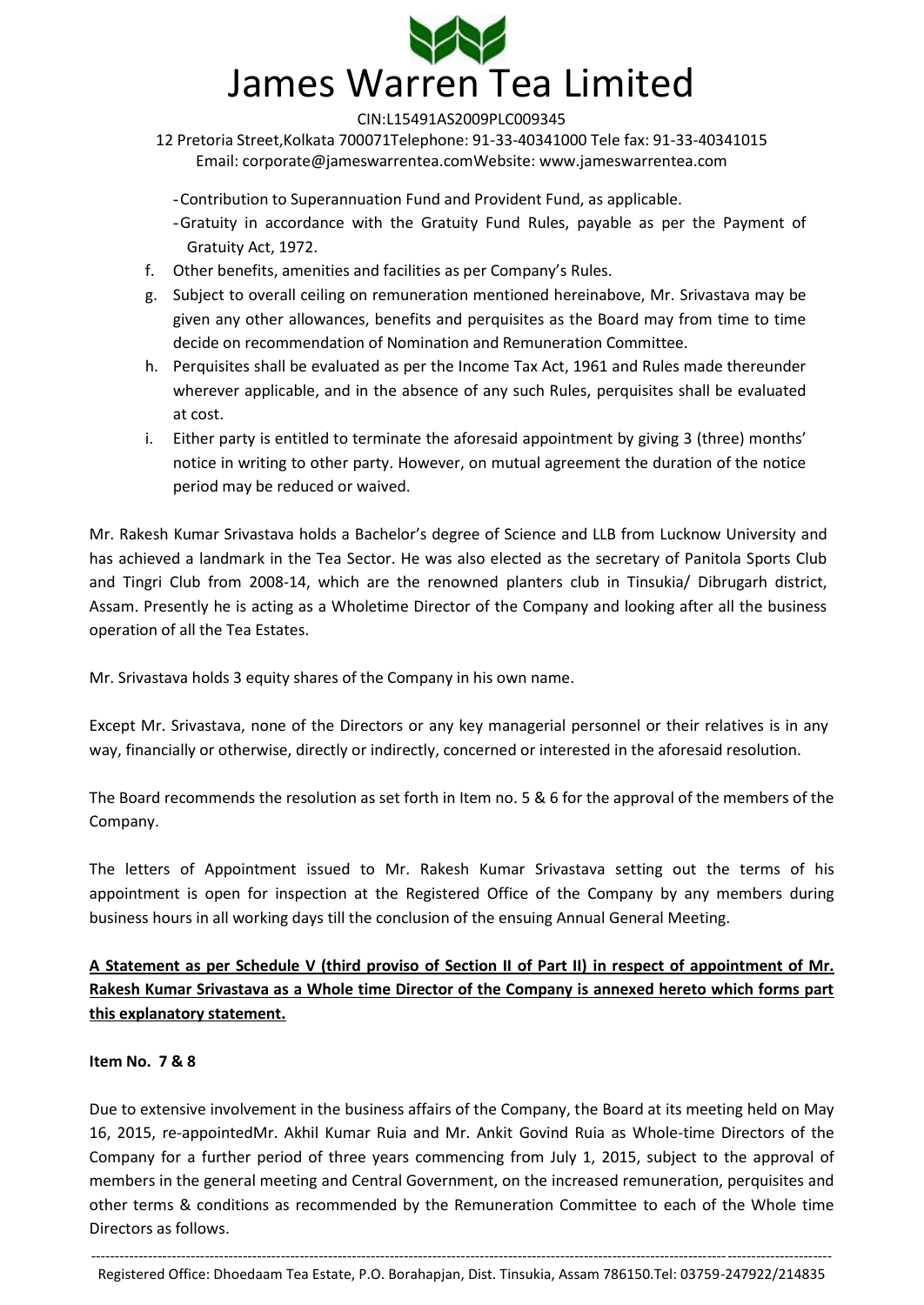- Contribution to Superannuation Fund and Provident Fund, as applicable.
- Gratuity in accordance with the Gratuity Fund Rules, payable as per the Payment of Gratuity Act, 1972.

f. Other benefits, amenities and facilities as per Company's Rules.

g. Subject to overall ceiling on remuneration mentioned hereinabove, Mr. Srivastava may be given any other allowances, benefits and perquisites as the Board may from time to time decide on recommendation of Nomination and Remuneration Committee.

h. Perquisites shall be evaluated as per the Income Tax Act, 1961 and Rules made thereunder wherever applicable, and in the absence of any such Rules, perquisites shall be evaluated at cost.

i. Either party is entitled to terminate the aforesaid appointment by giving 3 (three) months' notice in writing to other party. However, on mutual agreement the duration of the notice period may be reduced or waived.

Mr. Rakesh Kumar Srivastava holds a Bachelor's degree of Science and LLB from Lucknow University and has achieved a landmark in the Tea Sector. He was also elected as the secretary of Panitola Sports Club and Tingri Club from 2008-14, which are the renowned planters club in Tinsukia/ Dibrugarh district, Assam. Presently he is acting as a Wholetime Director of the Company and looking after all the business operation of all the Tea Estates.

Mr. Srivastava holds 3 equity shares of the Company in his own name.

Except Mr. Srivastava, none of the Directors or any key managerial personnel or their relatives is in any way, financially or otherwise, directly or indirectly, concerned or interested in the aforesaid resolution.

The Board recommends the resolution as set forth in Item no. 5 & 6 for the approval of the members of the Company.

The letters of Appointment issued to Mr. Rakesh Kumar Srivastava setting out the terms of his appointment is open for inspection at the Registered Office of the Company by any members during business hours in all working days till the conclusion of the ensuing Annual General Meeting.

**A Statement as per Schedule V (third proviso of Section II of Part II) in respect of appointment of Mr. Rakesh Kumar Srivastava as a Whole time Director of the Company is annexed hereto which forms part this explanatory statement.**

**Item No. 7 & 8**

Due to extensive involvement in the business affairs of the Company, the Board at its meeting held on May 16, 2015, re-appointedMr. Akhil Kumar Ruia and Mr. Ankit Govind Ruia as Whole-time Directors of the Company for a further period of three years commencing from July 1, 2015, subject to the approval of members in the general meeting and Central Government, on the increased remuneration, perquisites and other terms & conditions as recommended by the Remuneration Committee to each of the Whole time Directors as follows.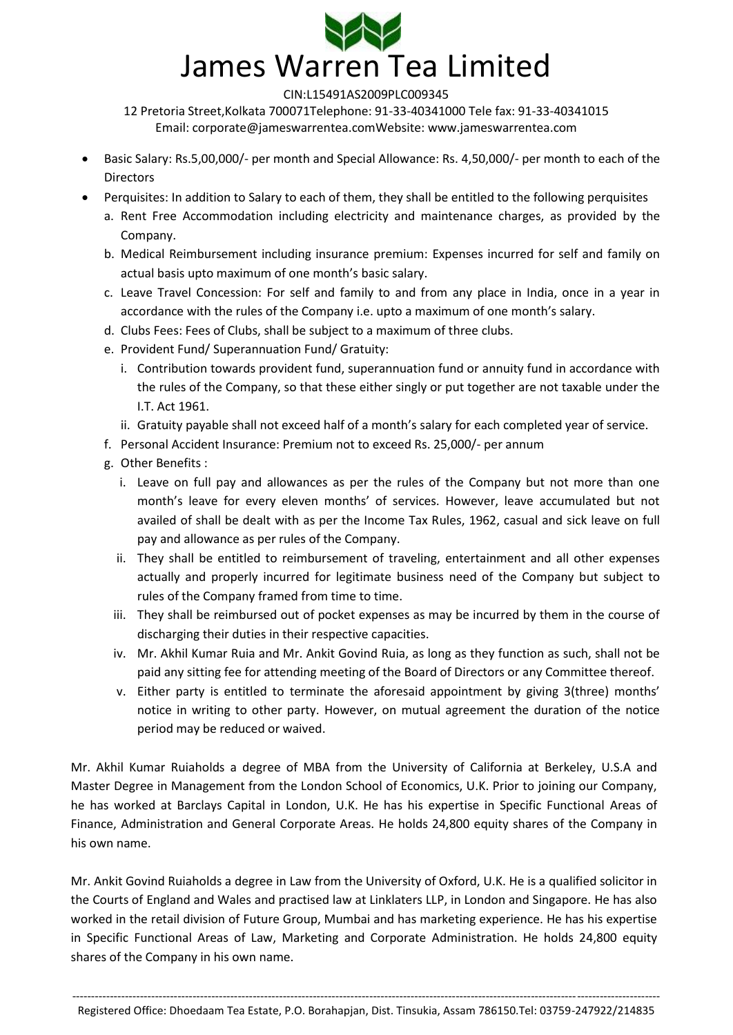- Basic Salary: Rs.5,00,000/- per month and Special Allowance: Rs. 4,50,000/- per month to each of the Directors
- Perquisites: In addition to Salary to each of them, they shall be entitled to the following perquisites
  a. Rent Free Accommodation including electricity and maintenance charges, as provided by the Company.
  b. Medical Reimbursement including insurance premium: Expenses incurred for self and family on actual basis upto maximum of one month's basic salary.
  c. Leave Travel Concession: For self and family to and from any place in India, once in a year in accordance with the rules of the Company i.e. upto a maximum of one month's salary.
  d. Clubs Fees: Fees of Clubs, shall be subject to a maximum of three clubs.
  e. Provident Fund/ Superannuation Fund/ Gratuity:
     i. Contribution towards provident fund, superannuation fund or annuity fund in accordance with the rules of the Company, so that these either singly or put together are not taxable under the I.T. Act 1961.
     ii. Gratuity payable shall not exceed half of a month's salary for each completed year of service.
  f. Personal Accident Insurance: Premium not to exceed Rs. 25,000/- per annum
  g. Other Benefits :
     i. Leave on full pay and allowances as per the rules of the Company but not more than one month's leave for every eleven months' of services. However, leave accumulated but not availed of shall be dealt with as per the Income Tax Rules, 1962, casual and sick leave on full pay and allowance as per rules of the Company.
     ii. They shall be entitled to reimbursement of traveling, entertainment and all other expenses actually and properly incurred for legitimate business need of the Company but subject to rules of the Company framed from time to time.
     iii. They shall be reimbursed out of pocket expenses as may be incurred by them in the course of discharging their duties in their respective capacities.
     iv. Mr. Akhil Kumar Ruia and Mr. Ankit Govind Ruia, as long as they function as such, shall not be paid any sitting fee for attending meeting of the Board of Directors or any Committee thereof.
     v. Either party is entitled to terminate the aforesaid appointment by giving 3(three) months' notice in writing to other party. However, on mutual agreement the duration of the notice period may be reduced or waived.

Mr. Akhil Kumar Ruiaholds a degree of MBA from the University of California at Berkeley, U.S.A and Master Degree in Management from the London School of Economics, U.K. Prior to joining our Company, he has worked at Barclays Capital in London, U.K. He has his expertise in Specific Functional Areas of Finance, Administration and General Corporate Areas. He holds 24,800 equity shares of the Company in his own name.

Mr. Ankit Govind Ruiaholds a degree in Law from the University of Oxford, U.K. He is a qualified solicitor in the Courts of England and Wales and practised law at Linklaters LLP, in London and Singapore. He has also worked in the retail division of Future Group, Mumbai and has marketing experience. He has his expertise in Specific Functional Areas of Law, Marketing and Corporate Administration. He holds 24,800 equity shares of the Company in his own name.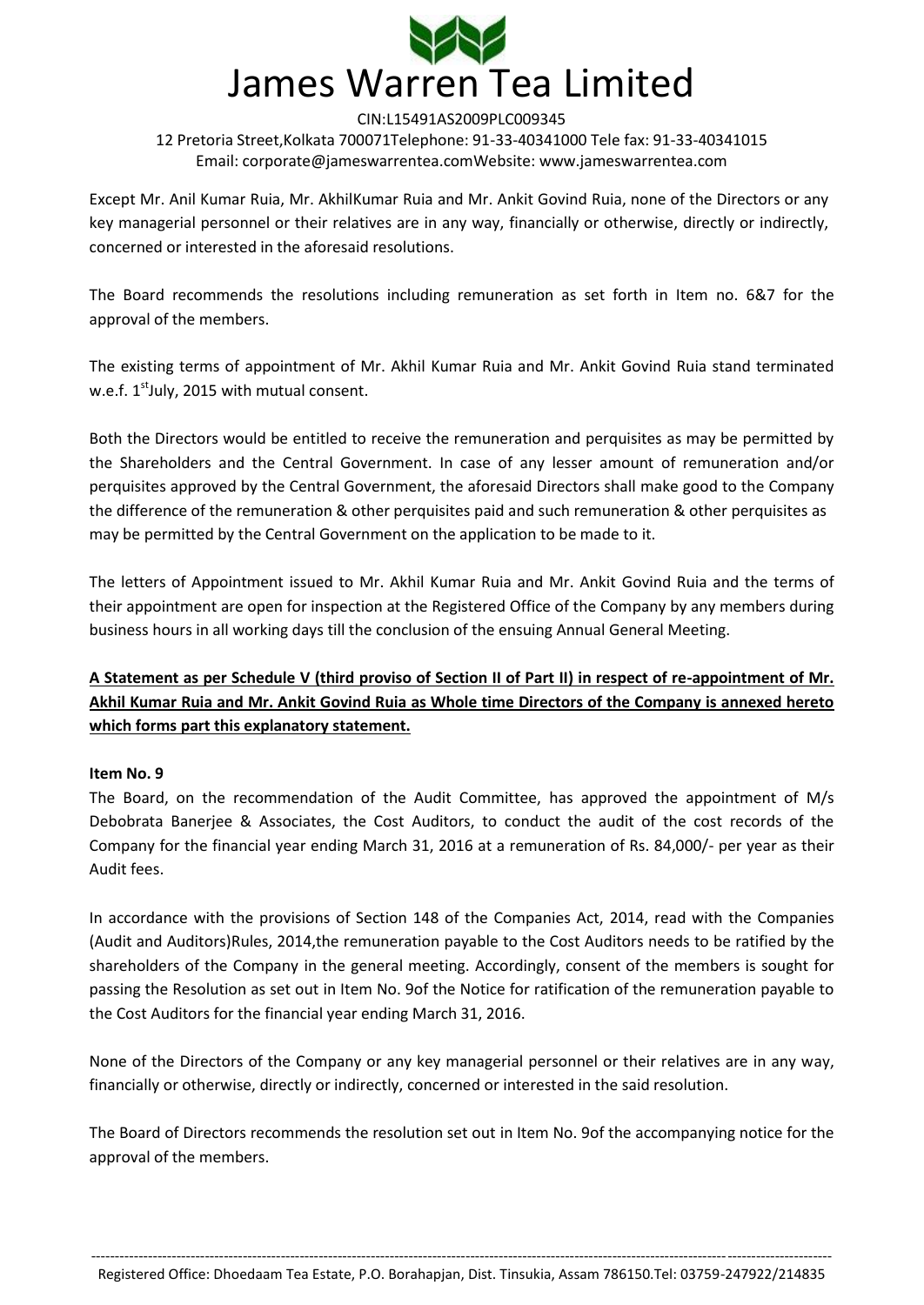Except Mr. Anil Kumar Ruia, Mr. AkhilKumar Ruia and Mr. Ankit Govind Ruia, none of the Directors or any key managerial personnel or their relatives are in any way, financially or otherwise, directly or indirectly, concerned or interested in the aforesaid resolutions.

The Board recommends the resolutions including remuneration as set forth in Item no. 6&7 for the approval of the members.

The existing terms of appointment of Mr. Akhil Kumar Ruia and Mr. Ankit Govind Ruia stand terminated w.e.f. 1st July, 2015 with mutual consent.

Both the Directors would be entitled to receive the remuneration and perquisites as may be permitted by the Shareholders and the Central Government. In case of any lesser amount of remuneration and/or perquisites approved by the Central Government, the aforesaid Directors shall make good to the Company the difference of the remuneration & other perquisites paid and such remuneration & other perquisites as may be permitted by the Central Government on the application to be made to it.

The letters of Appointment issued to Mr. Akhil Kumar Ruia and Mr. Ankit Govind Ruia and the terms of their appointment are open for inspection at the Registered Office of the Company by any members during business hours in all working days till the conclusion of the ensuing Annual General Meeting.

**A Statement as per Schedule V (third proviso of Section II of Part II) in respect of re-appointment of Mr. Akhil Kumar Ruia and Mr. Ankit Govind Ruia as Whole time Directors of the Company is annexed hereto which forms part this explanatory statement.**

**Item No. 9**

The Board, on the recommendation of the Audit Committee, has approved the appointment of M/s Debobrata Banerjee & Associates, the Cost Auditors, to conduct the audit of the cost records of the Company for the financial year ending March 31, 2016 at a remuneration of Rs. 84,000/- per year as their Audit fees.

In accordance with the provisions of Section 148 of the Companies Act, 2014, read with the Companies (Audit and Auditors)Rules, 2014,the remuneration payable to the Cost Auditors needs to be ratified by the shareholders of the Company in the general meeting. Accordingly, consent of the members is sought for passing the Resolution as set out in Item No. 9of the Notice for ratification of the remuneration payable to the Cost Auditors for the financial year ending March 31, 2016.

None of the Directors of the Company or any key managerial personnel or their relatives are in any way, financially or otherwise, directly or indirectly, concerned or interested in the said resolution.

The Board of Directors recommends the resolution set out in Item No. 9of the accompanying notice for the approval of the members.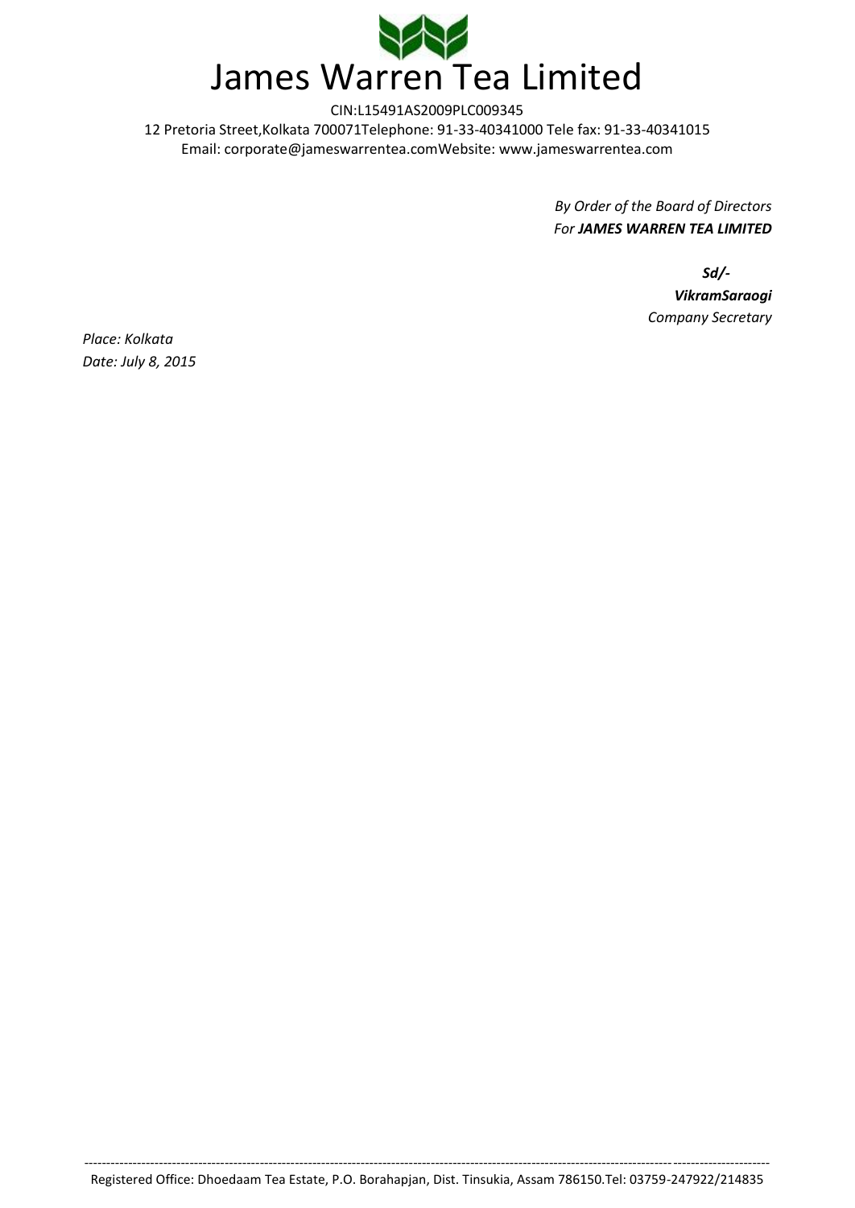# James Warren Tea Limited

CIN:L15491AS2009PLC009345

12 Pretoria Street,Kolkata 700071Telephone: 91-33-40341000 Tele fax: 91-33-40341015

Email: corporate@jameswarrentea.comWebsite: www.jameswarrentea.com

*By Order of the Board of Directors*
*For **JAMES WARREN TEA LIMITED***

***Sd/-***
***VikramSaraogi***
*Company Secretary*

*Place: Kolkata*
*Date: July 8, 2015*

Registered Office: Dhoedaam Tea Estate, P.O. Borahapjan, Dist. Tinsukia, Assam 786150.Tel: 03759-247922/214835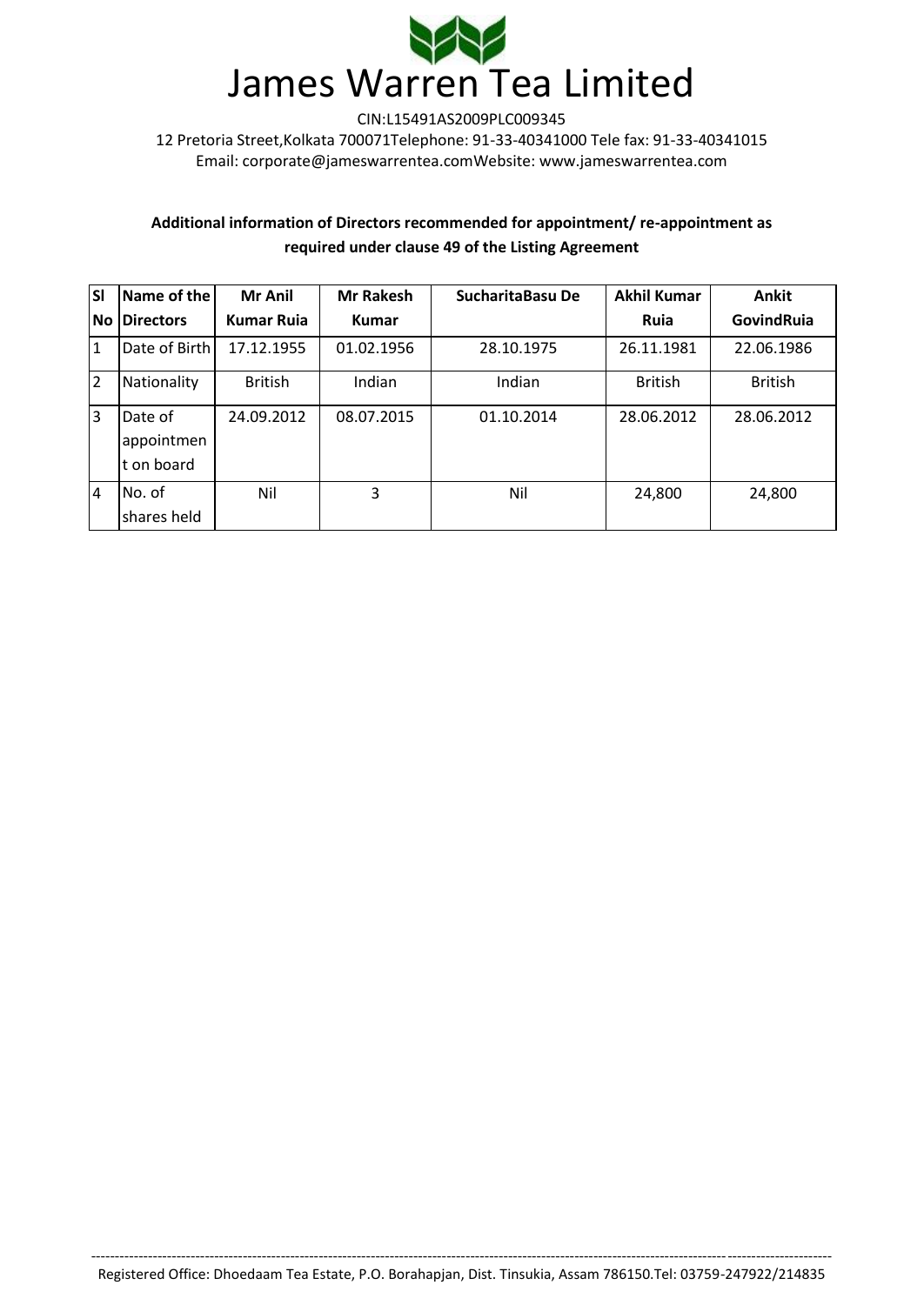# James Warren Tea Limited

CIN:L15491AS2009PLC009345

12 Pretoria Street,Kolkata 700071Telephone: 91-33-40341000 Tele fax: 91-33-40341015

Email: corporate@jameswarrentea.comWebsite: www.jameswarrentea.com

**Additional information of Directors recommended for appointment/ re-appointment as required under clause 49 of the Listing Agreement**

| Sl No | Name of the Directors | Mr Anil Kumar Ruia | Mr Rakesh Kumar | SucharitaBasu De | Akhil Kumar Ruia | Ankit GovindRuia |
|---|---|---|---|---|---|---|
| 1 | Date of Birth | 17.12.1955 | 01.02.1956 | 28.10.1975 | 26.11.1981 | 22.06.1986 |
| 2 | Nationality | British | Indian | Indian | British | British |
| 3 | Date of appointment on board | 24.09.2012 | 08.07.2015 | 01.10.2014 | 28.06.2012 | 28.06.2012 |
| 4 | No. of shares held | Nil | 3 | Nil | 24,800 | 24,800 |

Registered Office: Dhoedaam Tea Estate, P.O. Borahapjan, Dist. Tinsukia, Assam 786150.Tel: 03759-247922/214835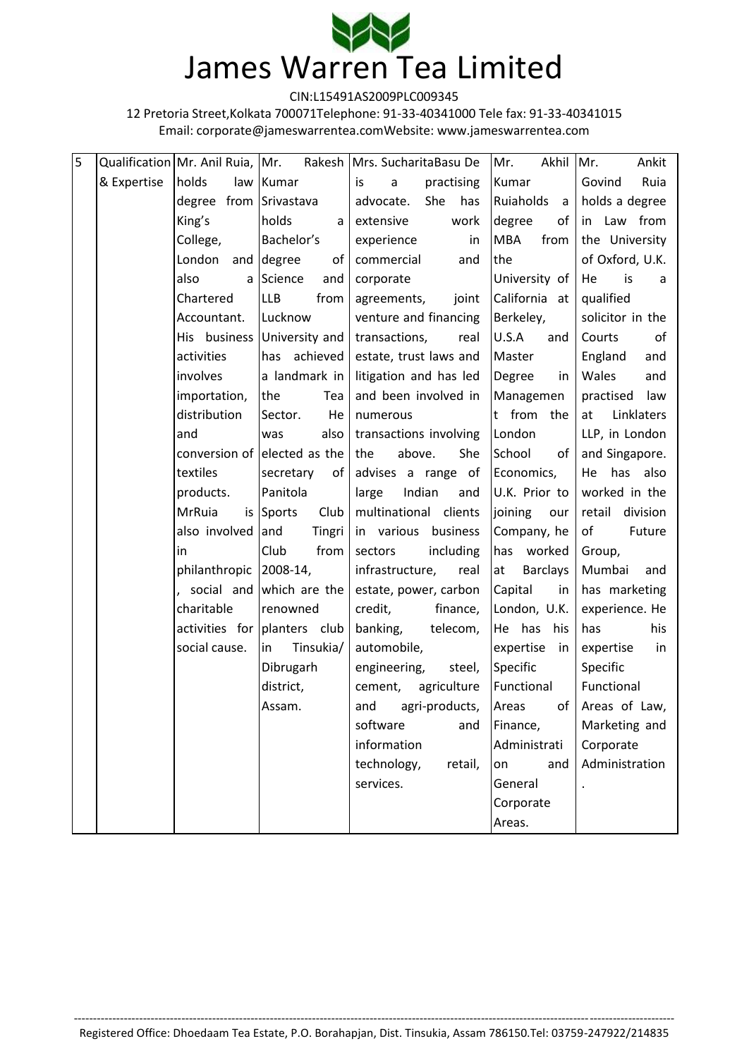# James Warren Tea Limited

CIN:L15491AS2009PLC009345

12 Pretoria Street,Kolkata 700071Telephone: 91-33-40341000 Tele fax: 91-33-40341015

Email: corporate@jameswarrentea.comWebsite: www.jameswarrentea.com

| 5 | Qualification & Expertise | Mr. Anil Ruia, holds law degree from King's College, London and also a Chartered Accountant. His business activities involves importation, distribution and conversion of textiles products. MrRuia is also involved in philanthropic, social and charitable activities for social cause. | Mr. Rakesh Kumar Srivastava holds a Bachelor's degree of Science and LLB from Lucknow University and has achieved a landmark in the Tea Sector. He was also elected as the secretary of Panitola Sports Club and Tingri Club from 2008-14, which are the renowned planters club in Tinsukia/ Dibrugarh district, Assam. | Mrs. SucharitaBasu De is a practising advocate. She has extensive work experience in commercial and corporate agreements, joint venture and financing transactions, real estate, trust laws and litigation and has led and been involved in numerous transactions involving the above. She advises a range of large Indian and multinational clients in various business sectors including infrastructure, real estate, power, carbon credit, finance, banking, telecom, automobile, engineering, steel, cement, agriculture and agri-products, software and information technology, retail, services. | Mr. Akhil Kumar Ruiaholds a degree of MBA from the University of California at Berkeley, U.S.A and Master Degree in Management from the London School of Economics, U.K. Prior to joining our Company, he has worked at Barclays Capital in London, U.K. He has his expertise in Specific Functional Areas of Finance, Administration and General Corporate Areas. | Mr. Ankit Govind Ruia holds a degree in Law from the University of Oxford, U.K. He is a qualified solicitor in the Courts of England and Wales and practised law at Linklaters LLP, in London and Singapore. He has also worked in the retail division of Future Group, Mumbai and has marketing experience. He has his expertise in Specific Functional Areas of Law, Marketing and Corporate Administration. |
|---|---|---|---|---|---|---|

Registered Office: Dhoedaam Tea Estate, P.O. Borahapjan, Dist. Tinsukia, Assam 786150.Tel: 03759-247922/214835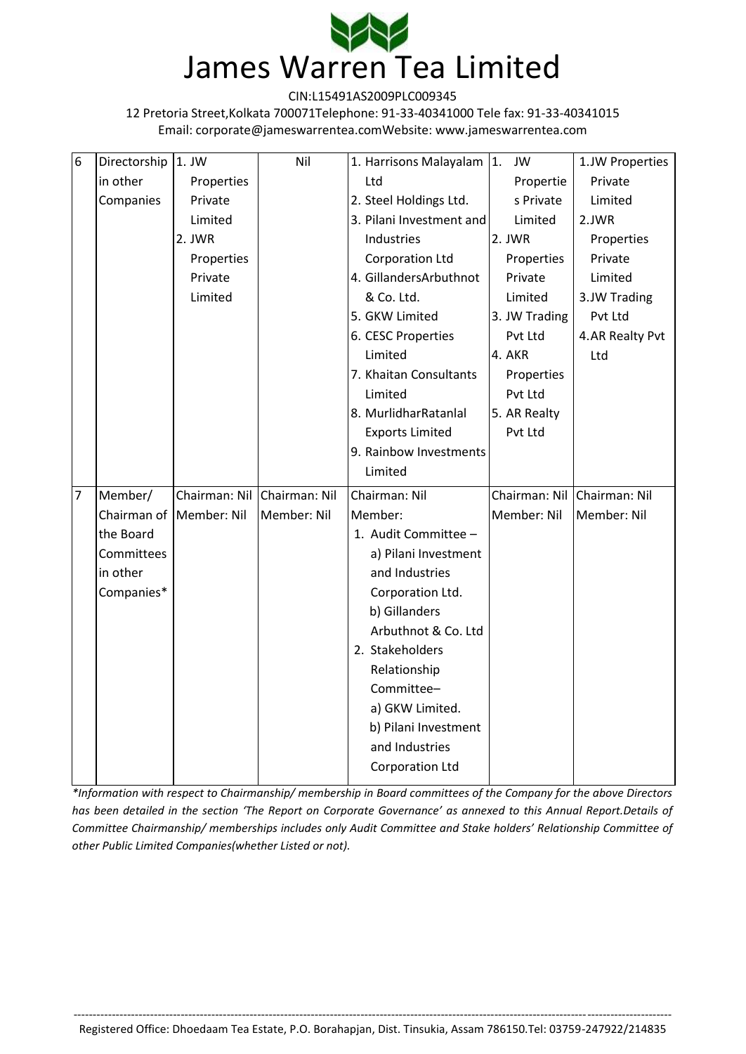| 6 | Directorship in other Companies | 1. JW Properties Private Limited<br>2. JWR Properties Private Limited | Nil | 1. Harrisons Malayalam Ltd<br>2. Steel Holdings Ltd.<br>3. Pilani Investment and Industries Corporation Ltd<br>4. GillandersArbuthnot & Co. Ltd.<br>5. GKW Limited<br>6. CESC Properties Limited<br>7. Khaitan Consultants Limited<br>8. MurlidharRatanlal Exports Limited<br>9. Rainbow Investments Limited | 1. JW Properties Private Limited<br>2. JWR Properties Private Limited<br>3. JW Trading Pvt Ltd<br>4. AKR Properties Pvt Ltd<br>5. AR Realty Pvt Ltd | 1.JW Properties Private Limited<br>2.JWR Properties Private Limited<br>3.JW Trading Pvt Ltd<br>4.AR Realty Pvt Ltd |
|---|---|---|---|---|---|---|
| 7 | Member/ Chairman of the Board Committees in other Companies* | Chairman: Nil<br>Member: Nil | Chairman: Nil<br>Member: Nil | Chairman: Nil<br>Member:<br>1. Audit Committee –<br>a) Pilani Investment and Industries Corporation Ltd.<br>b) Gillanders Arbuthnot & Co. Ltd<br>2. Stakeholders Relationship Committee–<br>a) GKW Limited.<br>b) Pilani Investment and Industries Corporation Ltd | Chairman: Nil<br>Member: Nil | Chairman: Nil<br>Member: Nil |

**Information with respect to Chairmanship/ membership in Board committees of the Company for the above Directors has been detailed in the section 'The Report on Corporate Governance' as annexed to this Annual Report.Details of Committee Chairmanship/ memberships includes only Audit Committee and Stake holders' Relationship Committee of other Public Limited Companies(whether Listed or not).*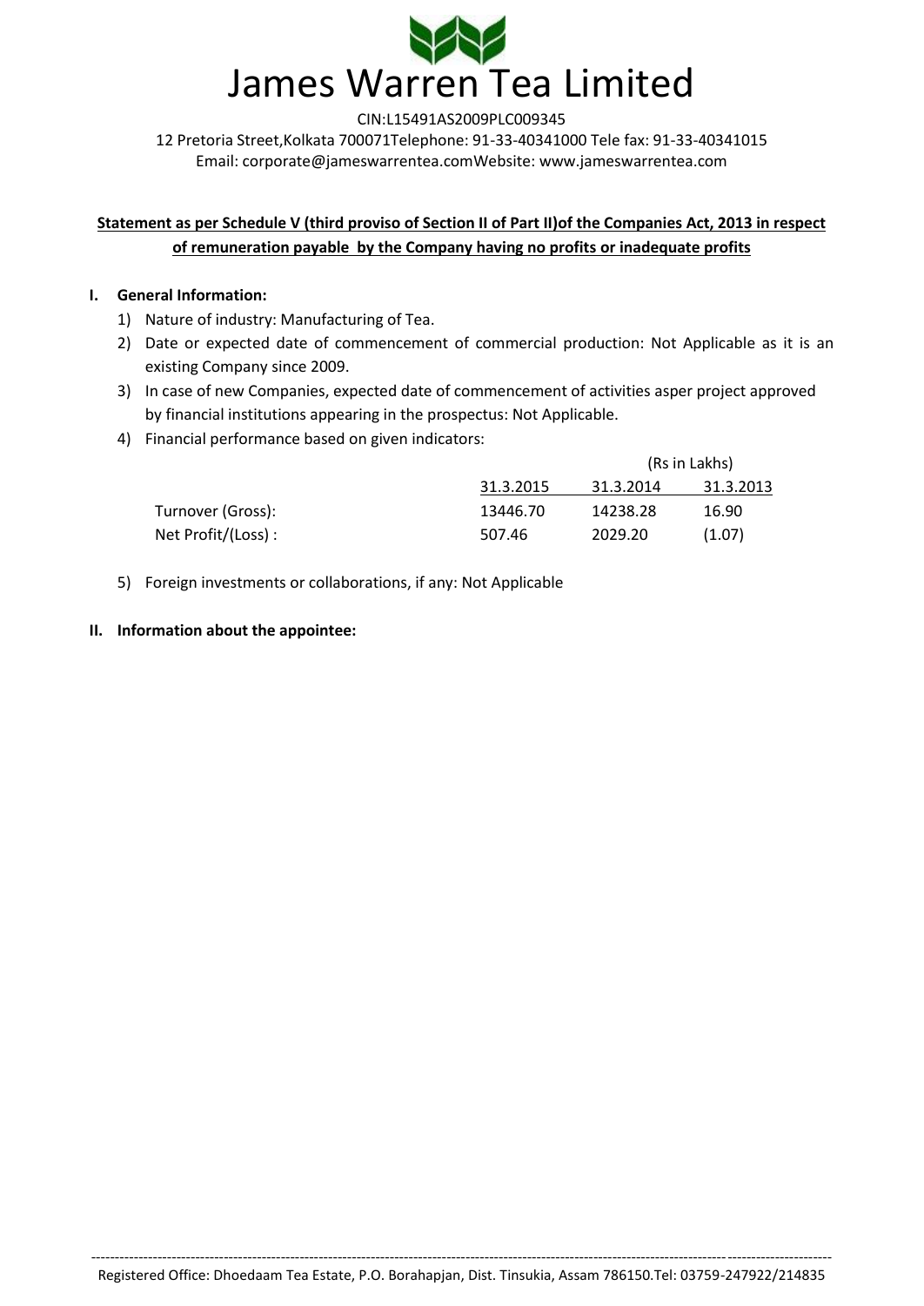# James Warren Tea Limited

CIN:L15491AS2009PLC009345

12 Pretoria Street,Kolkata 700071Telephone: 91-33-40341000 Tele fax: 91-33-40341015

Email: corporate@jameswarrentea.comWebsite: www.jameswarrentea.com

**Statement as per Schedule V (third proviso of Section II of Part II)of the Companies Act, 2013 in respect of remuneration payable by the Company having no profits or inadequate profits**

**I. General Information:**

1) Nature of industry: Manufacturing of Tea.
2) Date or expected date of commencement of commercial production: Not Applicable as it is an existing Company since 2009.
3) In case of new Companies, expected date of commencement of activities asper project approved by financial institutions appearing in the prospectus: Not Applicable.
4) Financial performance based on given indicators:

(Rs in Lakhs)

| | 31.3.2015 | 31.3.2014 | 31.3.2013 |
|---|---|---|---|
| Turnover (Gross): | 13446.70 | 14238.28 | 16.90 |
| Net Profit/(Loss) : | 507.46 | 2029.20 | (1.07) |

5) Foreign investments or collaborations, if any: Not Applicable

**II. Information about the appointee:**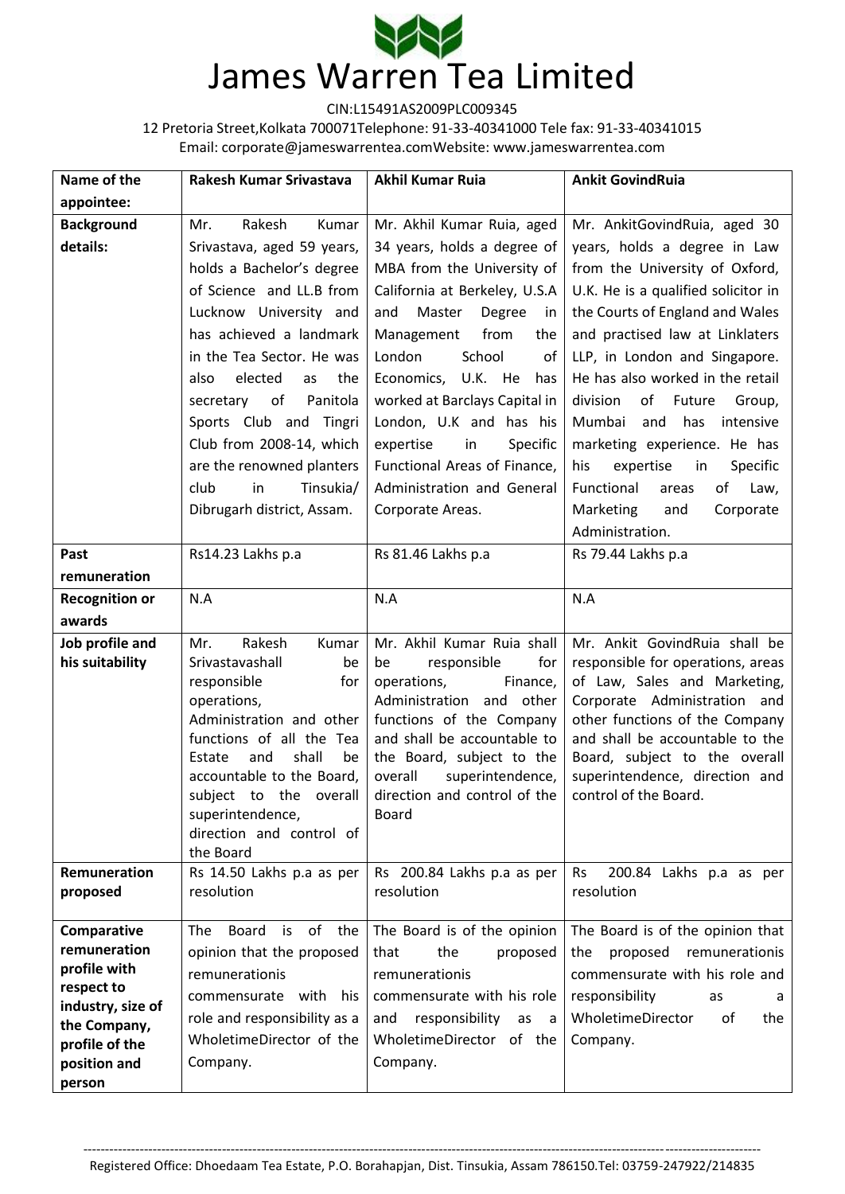# James Warren Tea Limited

CIN:L15491AS2009PLC009345

12 Pretoria Street,Kolkata 700071Telephone: 91-33-40341000 Tele fax: 91-33-40341015

Email: corporate@jameswarrentea.comWebsite: www.jameswarrentea.com

| Name of the appointee: | Rakesh Kumar Srivastava | Akhil Kumar Ruia | Ankit GovindRuia |
|---|---|---|---|
| Background details: | Mr. Rakesh Kumar Srivastava, aged 59 years, holds a Bachelor's degree of Science and LL.B from Lucknow University and has achieved a landmark in the Tea Sector. He was also elected as the secretary of Panitola Sports Club and Tingri Club from 2008-14, which are the renowned planters club in Tinsukia/ Dibrugarh district, Assam. | Mr. Akhil Kumar Ruia, aged 34 years, holds a degree of MBA from the University of California at Berkeley, U.S.A and Master Degree in Management from the London School of Economics, U.K. He has worked at Barclays Capital in London, U.K and has his expertise in Specific Functional Areas of Finance, Administration and General Corporate Areas. | Mr. AnkitGovindRuia, aged 30 years, holds a degree in Law from the University of Oxford, U.K. He is a qualified solicitor in the Courts of England and Wales and practised law at Linklaters LLP, in London and Singapore. He has also worked in the retail division of Future Group, Mumbai and has intensive marketing experience. He has his expertise in Specific Functional areas of Law, Marketing and Corporate Administration. |
| Past remuneration | Rs14.23 Lakhs p.a | Rs 81.46 Lakhs p.a | Rs 79.44 Lakhs p.a |
| Recognition or awards | N.A | N.A | N.A |
| Job profile and his suitability | Mr. Rakesh Kumar Srivastavashall be responsible for operations, Administration and other functions of all the Tea Estate and shall be accountable to the Board, subject to the overall superintendence, direction and control of the Board | Mr. Akhil Kumar Ruia shall be responsible for operations, Finance, Administration and other functions of the Company and shall be accountable to the Board, subject to the overall superintendence, direction and control of the Board | Mr. Ankit GovindRuia shall be responsible for operations, areas of Law, Sales and Marketing, Corporate Administration and other functions of the Company and shall be accountable to the Board, subject to the overall superintendence, direction and control of the Board. |
| Remuneration proposed | Rs 14.50 Lakhs p.a as per resolution | Rs 200.84 Lakhs p.a as per resolution | Rs 200.84 Lakhs p.a as per resolution |
| Comparative remuneration profile with respect to industry, size of the Company, profile of the position and person | The Board is of the opinion that the proposed remunerationis commensurate with his role and responsibility as a WholetimeDirector of the Company. | The Board is of the opinion that the proposed remunerationis commensurate with his role and responsibility as a WholetimeDirector of the Company. | The Board is of the opinion that the proposed remunerationis commensurate with his role and responsibility as a WholetimeDirector of the Company. |

Registered Office: Dhoedaam Tea Estate, P.O. Borahapjan, Dist. Tinsukia, Assam 786150.Tel: 03759-247922/214835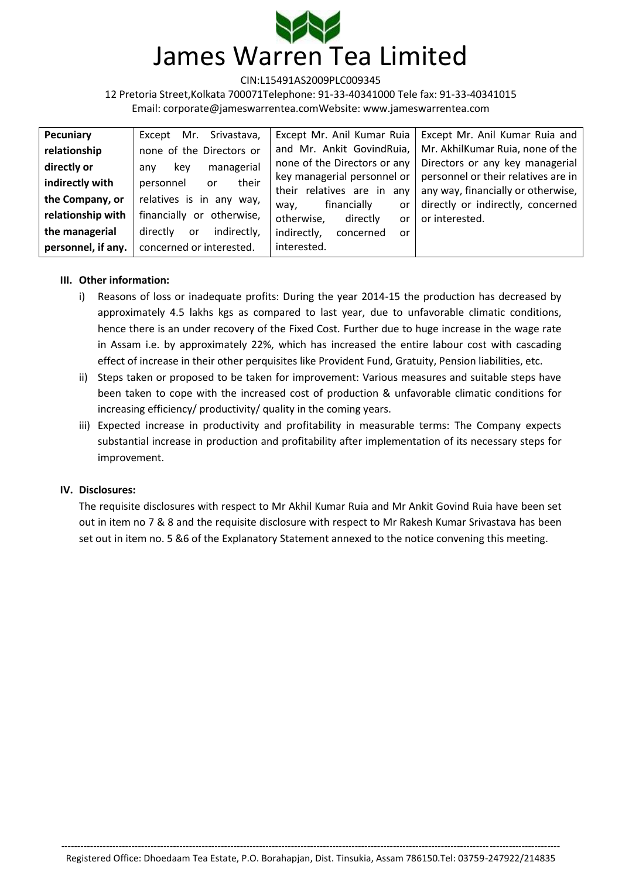| | | | |
|---|---|---|---|
| **Pecuniary relationship directly or indirectly with the Company, or relationship with the managerial personnel, if any.** | Except Mr. Srivastava, none of the Directors or any key managerial personnel or their relatives is in any way, financially or otherwise, directly or indirectly, concerned or interested. | Except Mr. Anil Kumar Ruia and Mr. Ankit GovindRuia, none of the Directors or any key managerial personnel or their relatives are in any way, financially or otherwise, directly or indirectly, concerned or interested. | Except Mr. Anil Kumar Ruia and Mr. AkhilKumar Ruia, none of the Directors or any key managerial personnel or their relatives are in any way, financially or otherwise, directly or indirectly, concerned or interested. |

**III. Other information:**

i) Reasons of loss or inadequate profits: During the year 2014-15 the production has decreased by approximately 4.5 lakhs kgs as compared to last year, due to unfavorable climatic conditions, hence there is an under recovery of the Fixed Cost. Further due to huge increase in the wage rate in Assam i.e. by approximately 22%, which has increased the entire labour cost with cascading effect of increase in their other perquisites like Provident Fund, Gratuity, Pension liabilities, etc.

ii) Steps taken or proposed to be taken for improvement: Various measures and suitable steps have been taken to cope with the increased cost of production & unfavorable climatic conditions for increasing efficiency/ productivity/ quality in the coming years.

iii) Expected increase in productivity and profitability in measurable terms: The Company expects substantial increase in production and profitability after implementation of its necessary steps for improvement.

**IV. Disclosures:**

The requisite disclosures with respect to Mr Akhil Kumar Ruia and Mr Ankit Govind Ruia have been set out in item no 7 & 8 and the requisite disclosure with respect to Mr Rakesh Kumar Srivastava has been set out in item no. 5 &6 of the Explanatory Statement annexed to the notice convening this meeting.